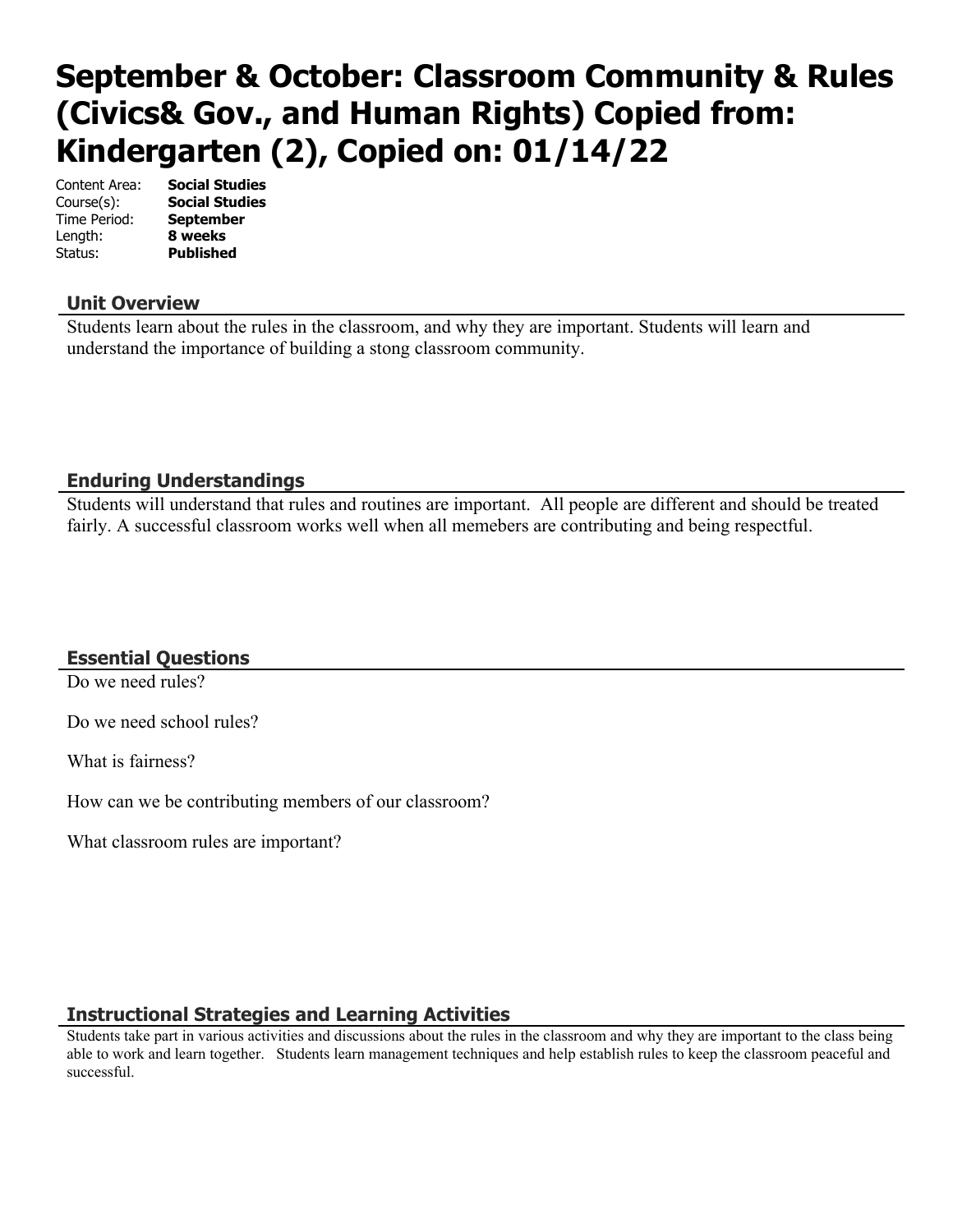# September & October: Classroom Community & Rules (Civics& Gov., and Human Rights) Copied from: Kindergarten (2), Copied on: 01/14/22

Content Area: **Social Studies**
Course(s): **Social Studies**
Time Period: **September**
Length: **8 weeks**
Status: **Published**

## Unit Overview

Students learn about the rules in the classroom, and why they are important. Students will learn and understand the importance of building a stong classroom community.

## Enduring Understandings

Students will understand that rules and routines are important. All people are different and should be treated fairly. A successful classroom works well when all memebers are contributing and being respectful.

## Essential Questions

Do we need rules?

Do we need school rules?

What is fairness?

How can we be contributing members of our classroom?

What classroom rules are important?

## Instructional Strategies and Learning Activities

Students take part in various activities and discussions about the rules in the classroom and why they are important to the class being able to work and learn together. Students learn management techniques and help establish rules to keep the classroom peaceful and successful.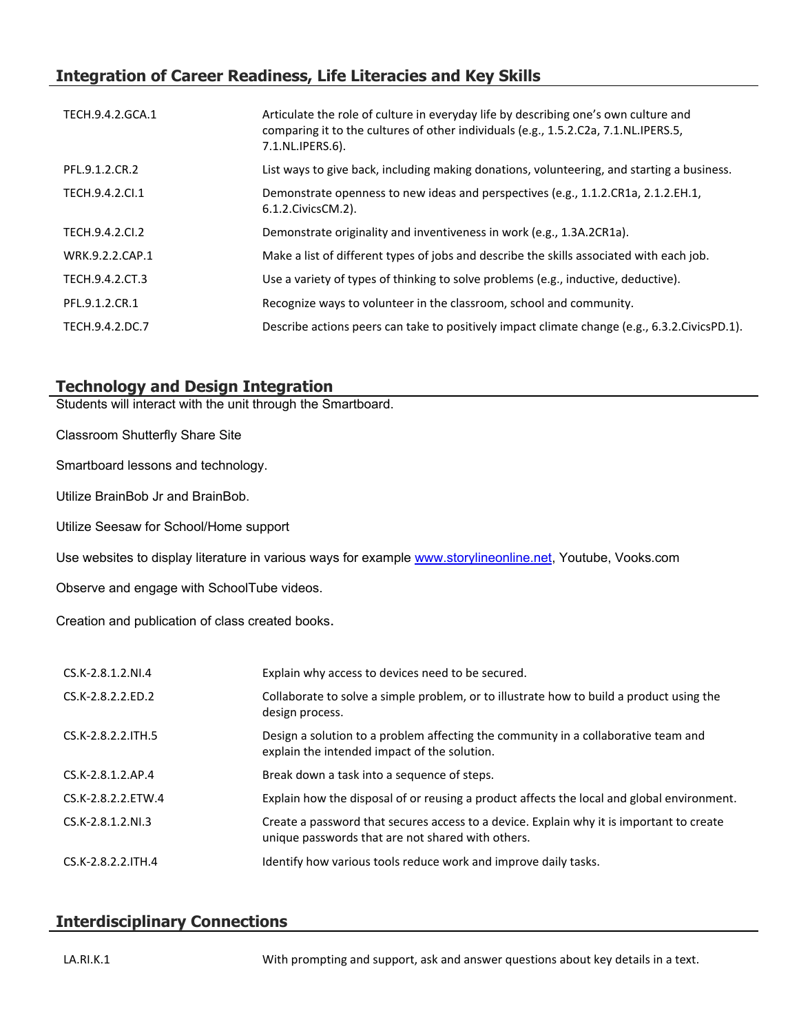## Integration of Career Readiness, Life Literacies and Key Skills

| | |
|---|---|
| TECH.9.4.2.GCA.1 | Articulate the role of culture in everyday life by describing one's own culture and comparing it to the cultures of other individuals (e.g., 1.5.2.C2a, 7.1.NL.IPERS.5, 7.1.NL.IPERS.6). |
| PFL.9.1.2.CR.2 | List ways to give back, including making donations, volunteering, and starting a business. |
| TECH.9.4.2.CI.1 | Demonstrate openness to new ideas and perspectives (e.g., 1.1.2.CR1a, 2.1.2.EH.1, 6.1.2.CivicsCM.2). |
| TECH.9.4.2.CI.2 | Demonstrate originality and inventiveness in work (e.g., 1.3A.2CR1a). |
| WRK.9.2.2.CAP.1 | Make a list of different types of jobs and describe the skills associated with each job. |
| TECH.9.4.2.CT.3 | Use a variety of types of thinking to solve problems (e.g., inductive, deductive). |
| PFL.9.1.2.CR.1 | Recognize ways to volunteer in the classroom, school and community. |
| TECH.9.4.2.DC.7 | Describe actions peers can take to positively impact climate change (e.g., 6.3.2.CivicsPD.1). |

## Technology and Design Integration

Students will interact with the unit through the Smartboard.

Classroom Shutterfly Share Site

Smartboard lessons and technology.

Utilize BrainBob Jr and BrainBob.

Utilize Seesaw for School/Home support

Use websites to display literature in various ways for example www.storylineonline.net, Youtube, Vooks.com

Observe and engage with SchoolTube videos.

Creation and publication of class created books.

| | |
|---|---|
| CS.K-2.8.1.2.NI.4 | Explain why access to devices need to be secured. |
| CS.K-2.8.2.2.ED.2 | Collaborate to solve a simple problem, or to illustrate how to build a product using the design process. |
| CS.K-2.8.2.2.ITH.5 | Design a solution to a problem affecting the community in a collaborative team and explain the intended impact of the solution. |
| CS.K-2.8.1.2.AP.4 | Break down a task into a sequence of steps. |
| CS.K-2.8.2.2.ETW.4 | Explain how the disposal of or reusing a product affects the local and global environment. |
| CS.K-2.8.1.2.NI.3 | Create a password that secures access to a device. Explain why it is important to create unique passwords that are not shared with others. |
| CS.K-2.8.2.2.ITH.4 | Identify how various tools reduce work and improve daily tasks. |

## Interdisciplinary Connections

| | |
|---|---|
| LA.RI.K.1 | With prompting and support, ask and answer questions about key details in a text. |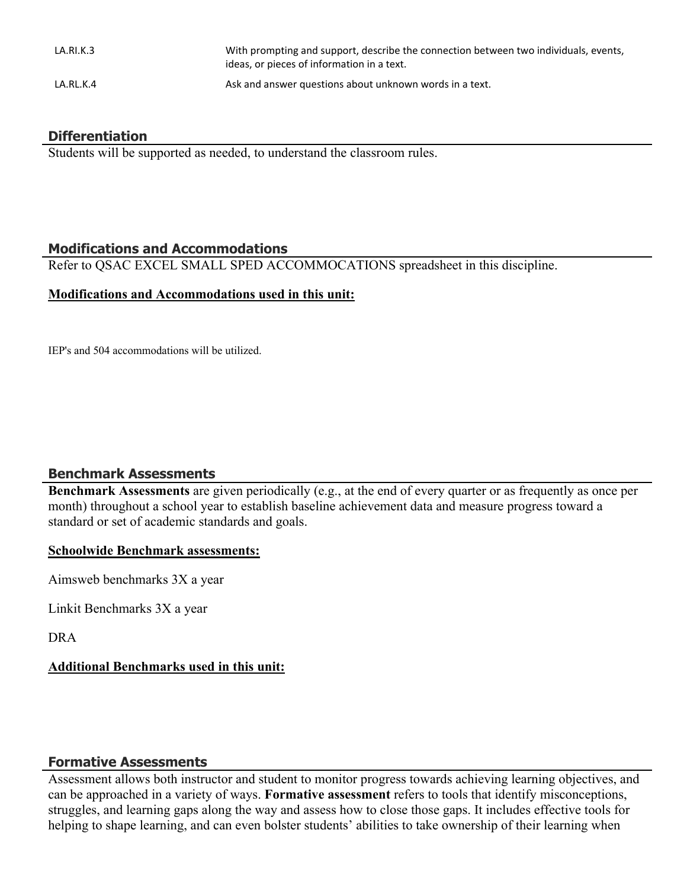| | |
|---|---|
| LA.RI.K.3 | With prompting and support, describe the connection between two individuals, events, ideas, or pieces of information in a text. |
| LA.RL.K.4 | Ask and answer questions about unknown words in a text. |

## Differentiation

Students will be supported as needed, to understand the classroom rules.

## Modifications and Accommodations

Refer to QSAC EXCEL SMALL SPED ACCOMMOCATIONS spreadsheet in this discipline.

**Modifications and Accommodations used in this unit:**

IEP's and 504 accommodations will be utilized.

## Benchmark Assessments

**Benchmark Assessments** are given periodically (e.g., at the end of every quarter or as frequently as once per month) throughout a school year to establish baseline achievement data and measure progress toward a standard or set of academic standards and goals.

**Schoolwide Benchmark assessments:**

Aimsweb benchmarks 3X a year

Linkit Benchmarks 3X a year

DRA

**Additional Benchmarks used in this unit:**

## Formative Assessments

Assessment allows both instructor and student to monitor progress towards achieving learning objectives, and can be approached in a variety of ways. **Formative assessment** refers to tools that identify misconceptions, struggles, and learning gaps along the way and assess how to close those gaps. It includes effective tools for helping to shape learning, and can even bolster students' abilities to take ownership of their learning when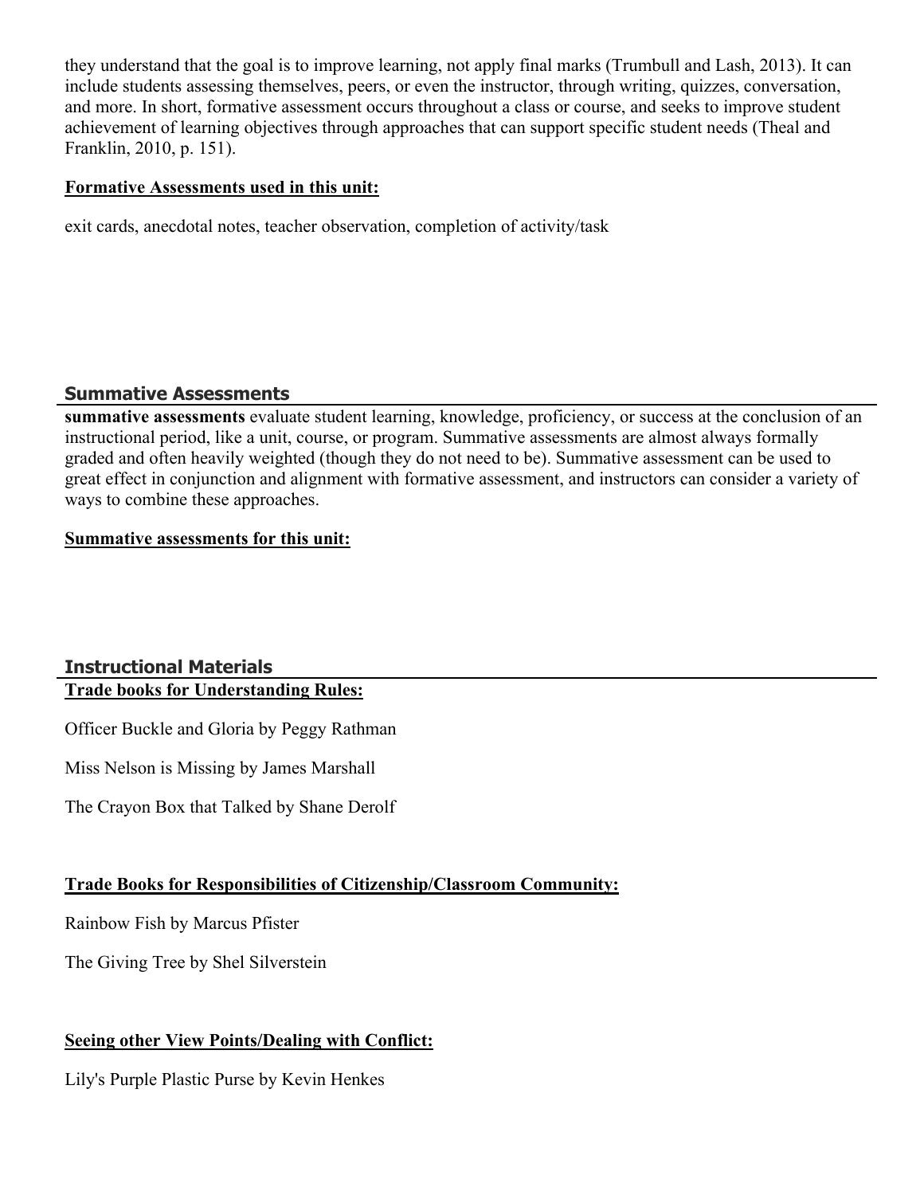they understand that the goal is to improve learning, not apply final marks (Trumbull and Lash, 2013). It can include students assessing themselves, peers, or even the instructor, through writing, quizzes, conversation, and more. In short, formative assessment occurs throughout a class or course, and seeks to improve student achievement of learning objectives through approaches that can support specific student needs (Theal and Franklin, 2010, p. 151).

**Formative Assessments used in this unit:**

exit cards, anecdotal notes, teacher observation, completion of activity/task

## Summative Assessments

**summative assessments** evaluate student learning, knowledge, proficiency, or success at the conclusion of an instructional period, like a unit, course, or program. Summative assessments are almost always formally graded and often heavily weighted (though they do not need to be). Summative assessment can be used to great effect in conjunction and alignment with formative assessment, and instructors can consider a variety of ways to combine these approaches.

**Summative assessments for this unit:**

## Instructional Materials

**Trade books for Understanding Rules:**

Officer Buckle and Gloria by Peggy Rathman

Miss Nelson is Missing by James Marshall

The Crayon Box that Talked by Shane Derolf

**Trade Books for Responsibilities of Citizenship/Classroom Community:**

Rainbow Fish by Marcus Pfister

The Giving Tree by Shel Silverstein

**Seeing other View Points/Dealing with Conflict:**

Lily's Purple Plastic Purse by Kevin Henkes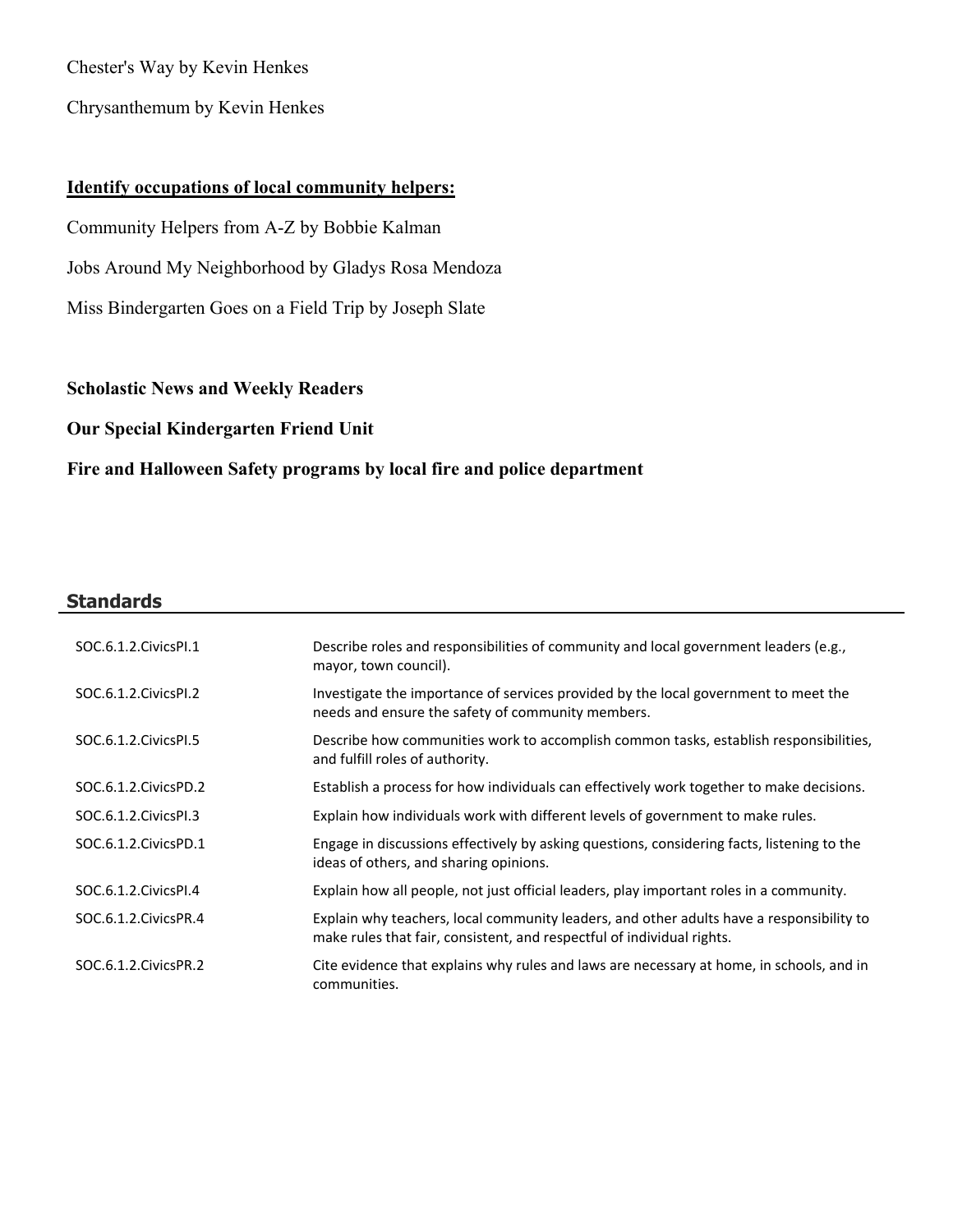Chester's Way by Kevin Henkes

Chrysanthemum by Kevin Henkes

**Identify occupations of local community helpers:**

Community Helpers from A-Z by Bobbie Kalman

Jobs Around My Neighborhood by Gladys Rosa Mendoza

Miss Bindergarten Goes on a Field Trip by Joseph Slate

**Scholastic News and Weekly Readers**

**Our Special Kindergarten Friend Unit**

**Fire and Halloween Safety programs by local fire and police department**

## Standards

| | |
|---|---|
| SOC.6.1.2.CivicsPI.1 | Describe roles and responsibilities of community and local government leaders (e.g., mayor, town council). |
| SOC.6.1.2.CivicsPI.2 | Investigate the importance of services provided by the local government to meet the needs and ensure the safety of community members. |
| SOC.6.1.2.CivicsPI.5 | Describe how communities work to accomplish common tasks, establish responsibilities, and fulfill roles of authority. |
| SOC.6.1.2.CivicsPD.2 | Establish a process for how individuals can effectively work together to make decisions. |
| SOC.6.1.2.CivicsPI.3 | Explain how individuals work with different levels of government to make rules. |
| SOC.6.1.2.CivicsPD.1 | Engage in discussions effectively by asking questions, considering facts, listening to the ideas of others, and sharing opinions. |
| SOC.6.1.2.CivicsPI.4 | Explain how all people, not just official leaders, play important roles in a community. |
| SOC.6.1.2.CivicsPR.4 | Explain why teachers, local community leaders, and other adults have a responsibility to make rules that fair, consistent, and respectful of individual rights. |
| SOC.6.1.2.CivicsPR.2 | Cite evidence that explains why rules and laws are necessary at home, in schools, and in communities. |